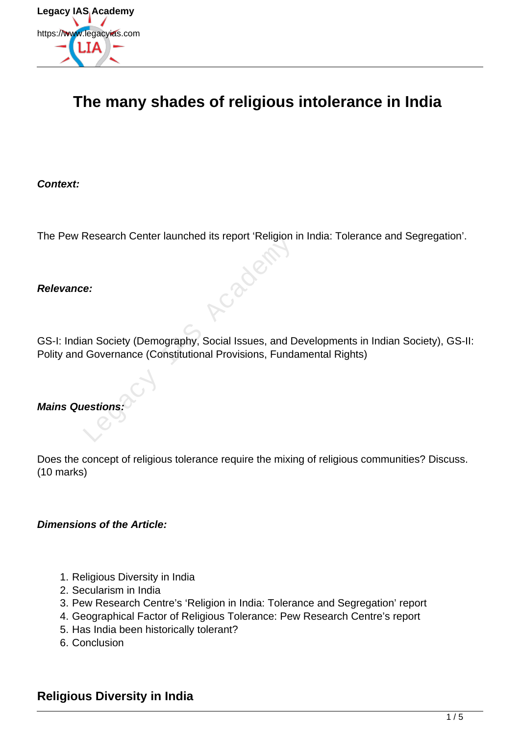# The many shades of religious intolerance in India

***Context:***

The Pew Research Center launched its report 'Religion in India: Tolerance and Segregation'.

***Relevance:***

GS-I: Indian Society (Demography, Social Issues, and Developments in Indian Society), GS-II: Polity and Governance (Constitutional Provisions, Fundamental Rights)

***Mains Questions:***

Does the concept of religious tolerance require the mixing of religious communities? Discuss. (10 marks)

***Dimensions of the Article:***

1. Religious Diversity in India
2. Secularism in India
3. Pew Research Centre's 'Religion in India: Tolerance and Segregation' report
4. Geographical Factor of Religious Tolerance: Pew Research Centre's report
5. Has India been historically tolerant?
6. Conclusion

## Religious Diversity in India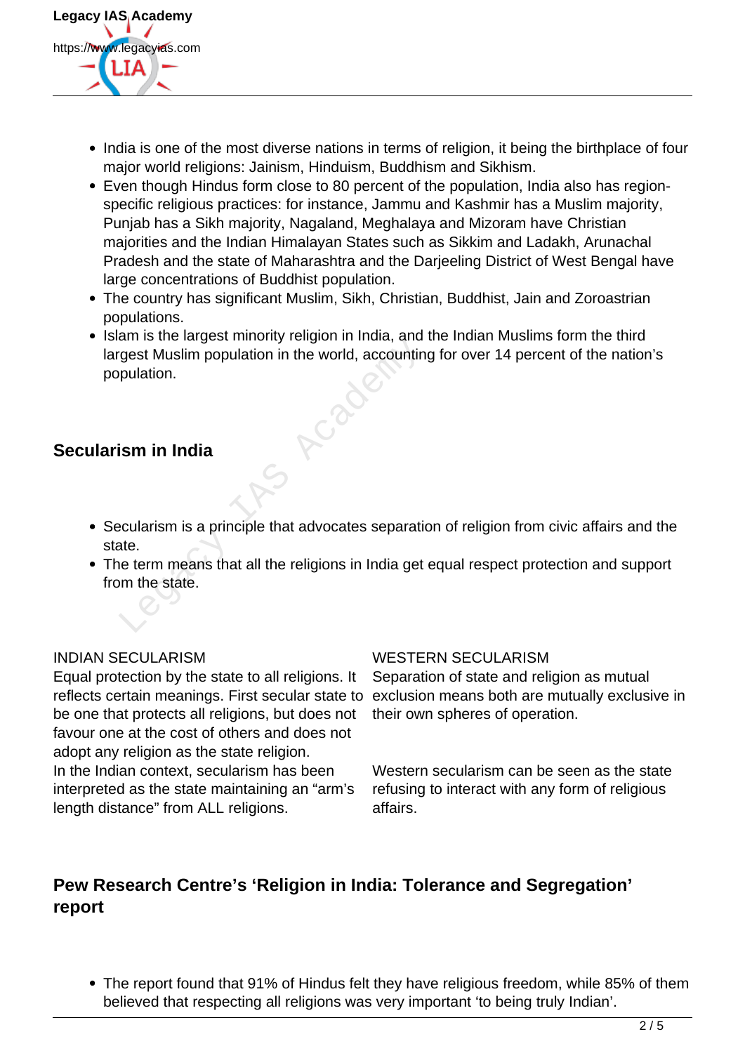- India is one of the most diverse nations in terms of religion, it being the birthplace of four major world religions: Jainism, Hinduism, Buddhism and Sikhism.
- Even though Hindus form close to 80 percent of the population, India also has region-specific religious practices: for instance, Jammu and Kashmir has a Muslim majority, Punjab has a Sikh majority, Nagaland, Meghalaya and Mizoram have Christian majorities and the Indian Himalayan States such as Sikkim and Ladakh, Arunachal Pradesh and the state of Maharashtra and the Darjeeling District of West Bengal have large concentrations of Buddhist population.
- The country has significant Muslim, Sikh, Christian, Buddhist, Jain and Zoroastrian populations.
- Islam is the largest minority religion in India, and the Indian Muslims form the third largest Muslim population in the world, accounting for over 14 percent of the nation's population.

## Secularism in India

- Secularism is a principle that advocates separation of religion from civic affairs and the state.
- The term means that all the religions in India get equal respect protection and support from the state.

| INDIAN SECULARISM | WESTERN SECULARISM |
|---|---|
| Equal protection by the state to all religions. It reflects certain meanings. First secular state to be one that protects all religions, but does not favour one at the cost of others and does not adopt any religion as the state religion. | Separation of state and religion as mutual exclusion means both are mutually exclusive in their own spheres of operation. |
| In the Indian context, secularism has been interpreted as the state maintaining an "arm's length distance" from ALL religions. | Western secularism can be seen as the state refusing to interact with any form of religious affairs. |

## Pew Research Centre's 'Religion in India: Tolerance and Segregation' report

- The report found that 91% of Hindus felt they have religious freedom, while 85% of them believed that respecting all religions was very important 'to being truly Indian'.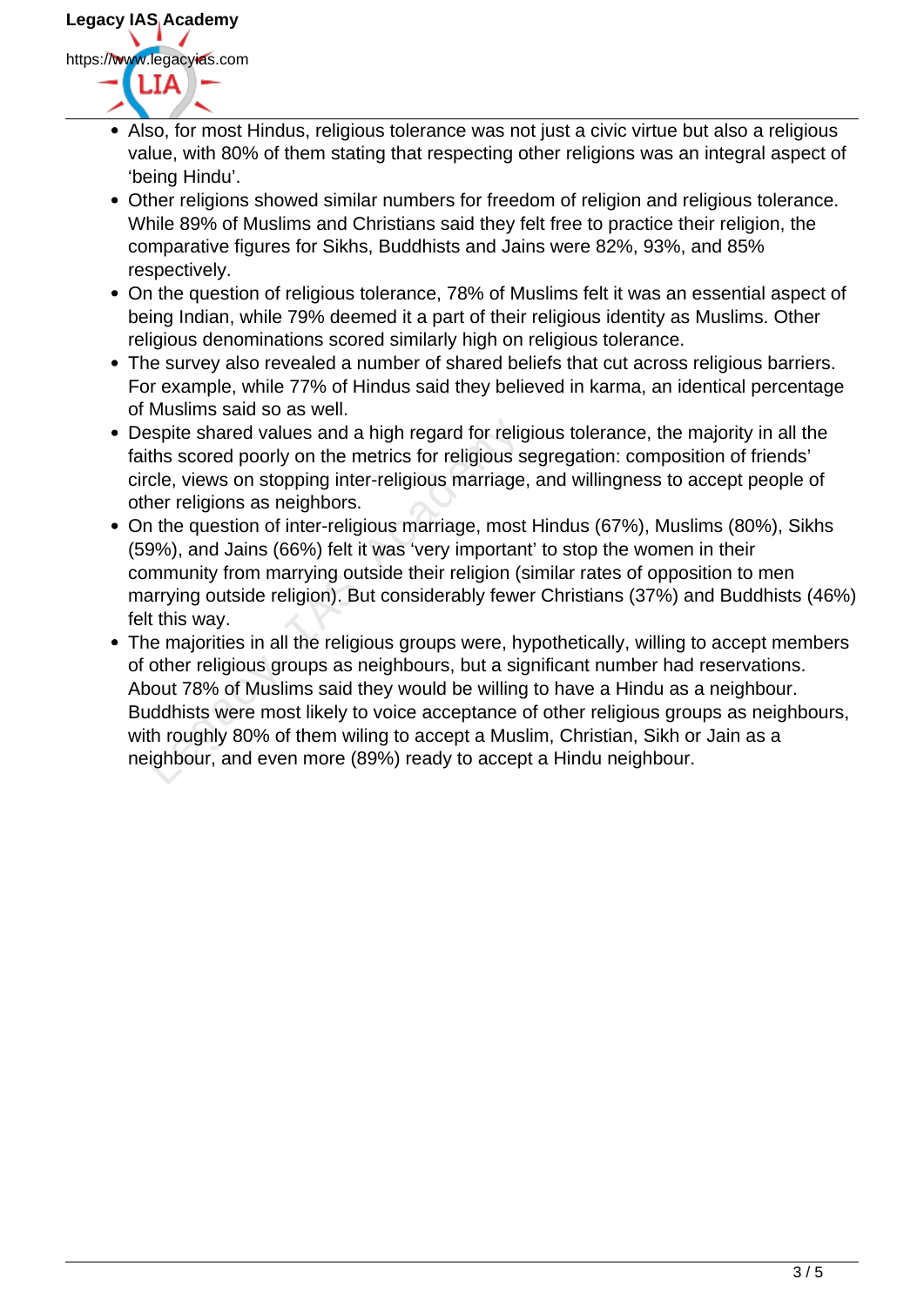- Also, for most Hindus, religious tolerance was not just a civic virtue but also a religious value, with 80% of them stating that respecting other religions was an integral aspect of 'being Hindu'.
- Other religions showed similar numbers for freedom of religion and religious tolerance. While 89% of Muslims and Christians said they felt free to practice their religion, the comparative figures for Sikhs, Buddhists and Jains were 82%, 93%, and 85% respectively.
- On the question of religious tolerance, 78% of Muslims felt it was an essential aspect of being Indian, while 79% deemed it a part of their religious identity as Muslims. Other religious denominations scored similarly high on religious tolerance.
- The survey also revealed a number of shared beliefs that cut across religious barriers. For example, while 77% of Hindus said they believed in karma, an identical percentage of Muslims said so as well.
- Despite shared values and a high regard for religious tolerance, the majority in all the faiths scored poorly on the metrics for religious segregation: composition of friends' circle, views on stopping inter-religious marriage, and willingness to accept people of other religions as neighbors.
- On the question of inter-religious marriage, most Hindus (67%), Muslims (80%), Sikhs (59%), and Jains (66%) felt it was 'very important' to stop the women in their community from marrying outside their religion (similar rates of opposition to men marrying outside religion). But considerably fewer Christians (37%) and Buddhists (46%) felt this way.
- The majorities in all the religious groups were, hypothetically, willing to accept members of other religious groups as neighbours, but a significant number had reservations. About 78% of Muslims said they would be willing to have a Hindu as a neighbour. Buddhists were most likely to voice acceptance of other religious groups as neighbours, with roughly 80% of them wiling to accept a Muslim, Christian, Sikh or Jain as a neighbour, and even more (89%) ready to accept a Hindu neighbour.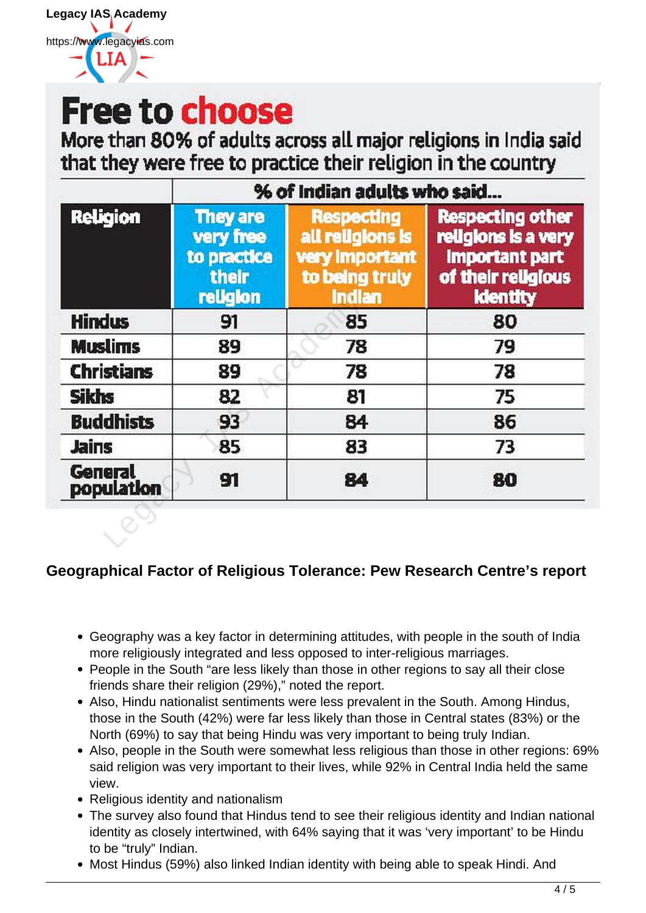# Free to choose

More than 80% of adults across all major religions in India said that they were free to practice their religion in the country

| Religion | % of Indian adults who said... | | |
|---|---|---|---|
| | They are very free to practice their religion | Respecting all religions is very important to being truly Indian | Respecting other religions is a very important part of their religious identity |
| Hindus | 91 | 85 | 80 |
| Muslims | 89 | 78 | 79 |
| Christians | 89 | 78 | 78 |
| Sikhs | 82 | 81 | 75 |
| Buddhists | 93 | 84 | 86 |
| Jains | 85 | 83 | 73 |
| General population | 91 | 84 | 80 |

### Geographical Factor of Religious Tolerance: Pew Research Centre's report

- Geography was a key factor in determining attitudes, with people in the south of India more religiously integrated and less opposed to inter-religious marriages.
- People in the South "are less likely than those in other regions to say all their close friends share their religion (29%)," noted the report.
- Also, Hindu nationalist sentiments were less prevalent in the South. Among Hindus, those in the South (42%) were far less likely than those in Central states (83%) or the North (69%) to say that being Hindu was very important to being truly Indian.
- Also, people in the South were somewhat less religious than those in other regions: 69% said religion was very important to their lives, while 92% in Central India held the same view.
- Religious identity and nationalism
- The survey also found that Hindus tend to see their religious identity and Indian national identity as closely intertwined, with 64% saying that it was 'very important' to be Hindu to be "truly" Indian.
- Most Hindus (59%) also linked Indian identity with being able to speak Hindi. And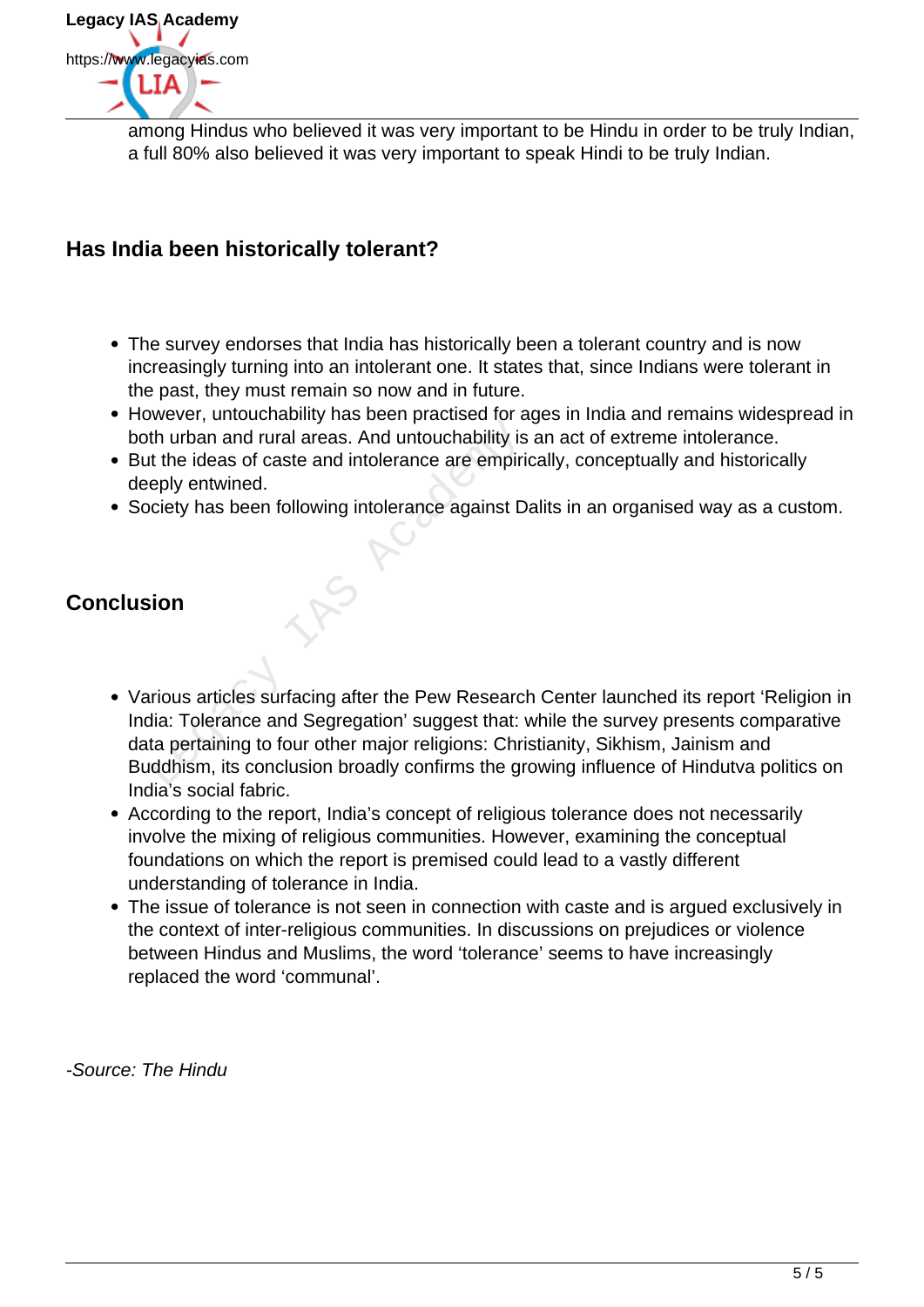among Hindus who believed it was very important to be Hindu in order to be truly Indian, a full 80% also believed it was very important to speak Hindi to be truly Indian.

## Has India been historically tolerant?

- The survey endorses that India has historically been a tolerant country and is now increasingly turning into an intolerant one. It states that, since Indians were tolerant in the past, they must remain so now and in future.
- However, untouchability has been practised for ages in India and remains widespread in both urban and rural areas. And untouchability is an act of extreme intolerance.
- But the ideas of caste and intolerance are empirically, conceptually and historically deeply entwined.
- Society has been following intolerance against Dalits in an organised way as a custom.

## Conclusion

- Various articles surfacing after the Pew Research Center launched its report 'Religion in India: Tolerance and Segregation' suggest that: while the survey presents comparative data pertaining to four other major religions: Christianity, Sikhism, Jainism and Buddhism, its conclusion broadly confirms the growing influence of Hindutva politics on India's social fabric.
- According to the report, India's concept of religious tolerance does not necessarily involve the mixing of religious communities. However, examining the conceptual foundations on which the report is premised could lead to a vastly different understanding of tolerance in India.
- The issue of tolerance is not seen in connection with caste and is argued exclusively in the context of inter-religious communities. In discussions on prejudices or violence between Hindus and Muslims, the word 'tolerance' seems to have increasingly replaced the word 'communal'.

*-Source: The Hindu*